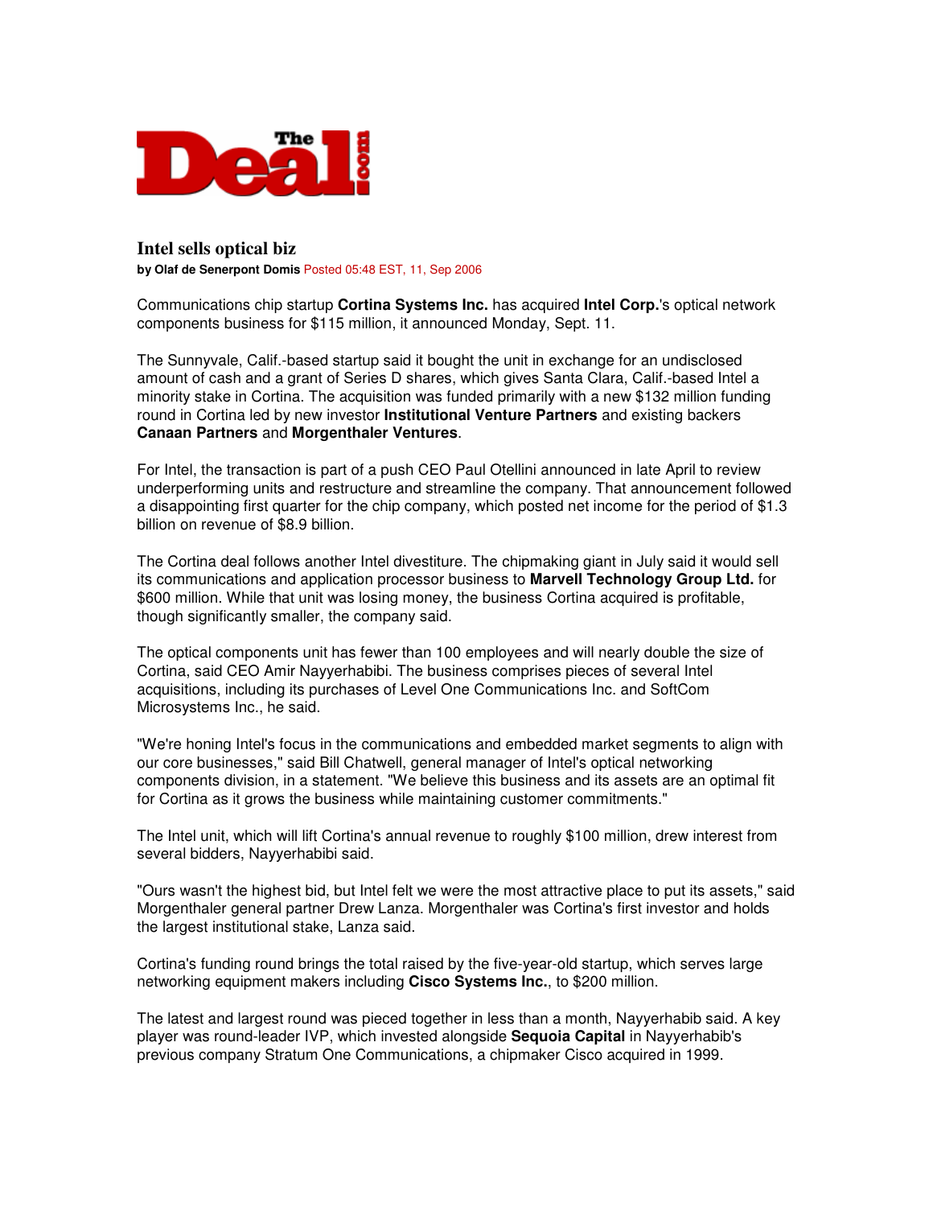# Intel sells optical biz

**by Olaf de Senerpont Domis** Posted 05:48 EST, 11, Sep 2006

Communications chip startup **Cortina Systems Inc.** has acquired **Intel Corp.**'s optical network components business for $115 million, it announced Monday, Sept. 11.

The Sunnyvale, Calif.-based startup said it bought the unit in exchange for an undisclosed amount of cash and a grant of Series D shares, which gives Santa Clara, Calif.-based Intel a minority stake in Cortina. The acquisition was funded primarily with a new $132 million funding round in Cortina led by new investor **Institutional Venture Partners** and existing backers **Canaan Partners** and **Morgenthaler Ventures**.

For Intel, the transaction is part of a push CEO Paul Otellini announced in late April to review underperforming units and restructure and streamline the company. That announcement followed a disappointing first quarter for the chip company, which posted net income for the period of $1.3 billion on revenue of $8.9 billion.

The Cortina deal follows another Intel divestiture. The chipmaking giant in July said it would sell its communications and application processor business to **Marvell Technology Group Ltd.** for $600 million. While that unit was losing money, the business Cortina acquired is profitable, though significantly smaller, the company said.

The optical components unit has fewer than 100 employees and will nearly double the size of Cortina, said CEO Amir Nayyerhabibi. The business comprises pieces of several Intel acquisitions, including its purchases of Level One Communications Inc. and SoftCom Microsystems Inc., he said.

"We're honing Intel's focus in the communications and embedded market segments to align with our core businesses," said Bill Chatwell, general manager of Intel's optical networking components division, in a statement. "We believe this business and its assets are an optimal fit for Cortina as it grows the business while maintaining customer commitments."

The Intel unit, which will lift Cortina's annual revenue to roughly $100 million, drew interest from several bidders, Nayyerhabibi said.

"Ours wasn't the highest bid, but Intel felt we were the most attractive place to put its assets," said Morgenthaler general partner Drew Lanza. Morgenthaler was Cortina's first investor and holds the largest institutional stake, Lanza said.

Cortina's funding round brings the total raised by the five-year-old startup, which serves large networking equipment makers including **Cisco Systems Inc.**, to $200 million.

The latest and largest round was pieced together in less than a month, Nayyerhabib said. A key player was round-leader IVP, which invested alongside **Sequoia Capital** in Nayyerhabib's previous company Stratum One Communications, a chipmaker Cisco acquired in 1999.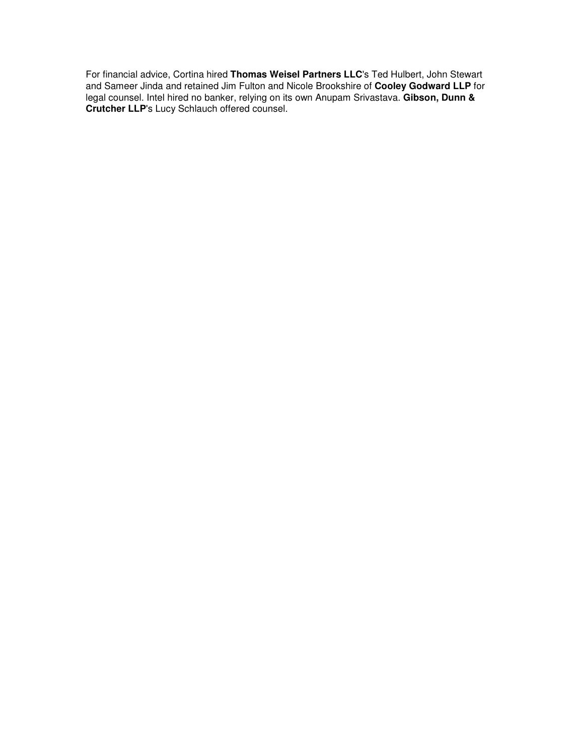For financial advice, Cortina hired **Thomas Weisel Partners LLC**'s Ted Hulbert, John Stewart and Sameer Jinda and retained Jim Fulton and Nicole Brookshire of **Cooley Godward LLP** for legal counsel. Intel hired no banker, relying on its own Anupam Srivastava. **Gibson, Dunn & Crutcher LLP**'s Lucy Schlauch offered counsel.